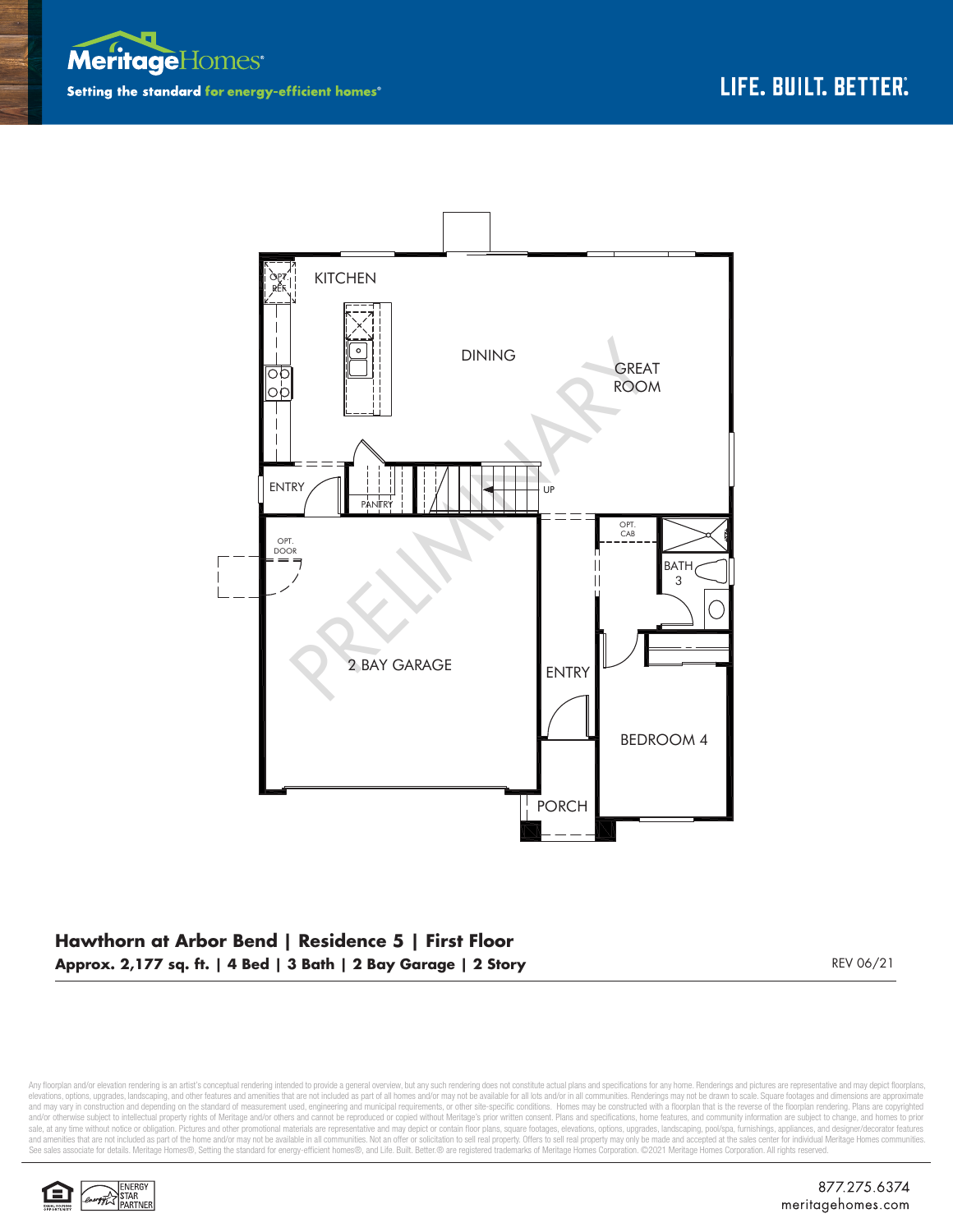Meritage Homes

Setting the standard for energy-efficient homes®

LIFE. BUILT. BETTER.®

KITCHEN

OPT. REF

DINING

GREAT ROOM

ENTRY

PANTRY

UP

OPT. DOOR

OPT. CAB

BATH 3

2 BAY GARAGE

ENTRY

BEDROOM 4

PORCH

PRELIMINARY

**Hawthorn at Arbor Bend | Residence 5 | First Floor**

**Approx. 2,177 sq. ft. | 4 Bed | 3 Bath | 2 Bay Garage | 2 Story**

REV 06/21

Any floorplan and/or elevation rendering is an artist's conceptual rendering intended to provide a general overview, but any such rendering does not constitute actual plans and specifications for any home. Renderings and pictures are representative and may depict floorplans, elevations, options, upgrades, landscaping, and other features and amenities that are not included as part of all homes and/or may not be available for all lots and/or in all communities. Renderings may not be drawn to scale. Square footages and dimensions are approximate and may vary in construction and depending on the standard of measurement used, engineering and municipal requirements, or other site-specific conditions. Homes may be constructed with a floorplan that is the reverse of the floorplan rendering. Plans are copyrighted and/or otherwise subject to intellectual property rights of Meritage and/or others and cannot be reproduced or copied without Meritage's prior written consent. Plans and specifications, home features, and community information are subject to change, and homes to prior sale, at any time without notice or obligation. Pictures and other promotional materials are representative and may depict or contain floor plans, square footages, elevations, options, upgrades, landscaping, pool/spa, furnishings, appliances, and designer/decorator features and amenities that are not included as part of the home and/or may not be available in all communities. Not an offer or solicitation to sell real property. Offers to sell real property may only be made and accepted at the sales center for individual Meritage Homes communities. See sales associate for details. Meritage Homes®, Setting the standard for energy-efficient homes®, and Life. Built. Better.® are registered trademarks of Meritage Homes Corporation. ©2021 Meritage Homes Corporation. All rights reserved.

ENERGY STAR PARTNER

877.275.6374
meritagehomes.com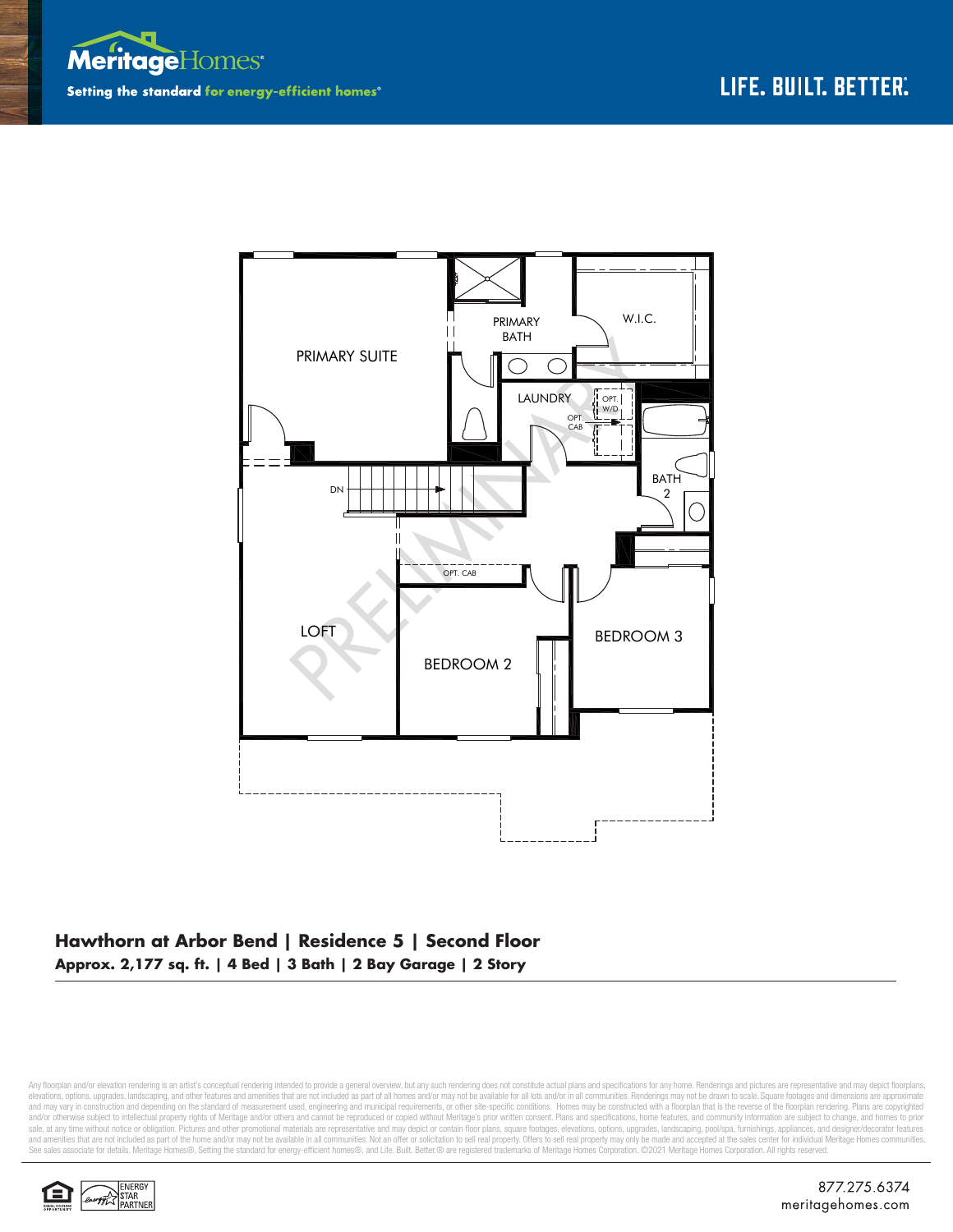Meritage Homes

Setting the standard for energy-efficient homes®

LIFE. BUILT. BETTER.

PRIMARY SUITE

PRIMARY BATH

W.I.C.

LAUNDRY

OPT. W/D

OPT. CAB

BATH 2

DN

OPT. CAB

LOFT

BEDROOM 2

BEDROOM 3

PRELIMINARY

## Hawthorn at Arbor Bend | Residence 5 | Second Floor

**Approx. 2,177 sq. ft. | 4 Bed | 3 Bath | 2 Bay Garage | 2 Story**

Any floorplan and/or elevation rendering is an artist's conceptual rendering intended to provide a general overview, but any such rendering does not constitute actual plans and specifications for any home. Renderings and pictures are representative and may depict floorplans, elevations, options, upgrades, landscaping, and other features and amenities that are not included as part of all homes and/or may not be available for all lots and/or in all communities. Renderings may not be drawn to scale. Square footages and dimensions are approximate and may vary in construction and depending on the standard of measurement used, engineering and municipal requirements, or other site-specific conditions. Homes may be constructed with a floorplan that is the reverse of the floorplan rendering. Plans are copyrighted and/or otherwise subject to intellectual property rights of Meritage and/or others and cannot be reproduced or copied without Meritage's prior written consent. Plans and specifications, home features, and community information are subject to change, and homes to prior sale, at any time without notice or obligation. Pictures and other promotional materials are representative and may depict or contain floor plans, square footages, elevations, options, upgrades, landscaping, pool/spa, furnishings, appliances, and designer/decorator features and amenities that are not included as part of the home and/or may not be available in all communities. Not an offer or solicitation to sell real property. Offers to sell real property may only be made and accepted at the sales center for individual Meritage Homes communities. See sales associate for details. Meritage Homes®, Setting the standard for energy-efficient homes®, and Life. Built. Better.® are registered trademarks of Meritage Homes Corporation. ©2021 Meritage Homes Corporation. All rights reserved.

ENERGY STAR PARTNER

877.275.6374
meritagehomes.com